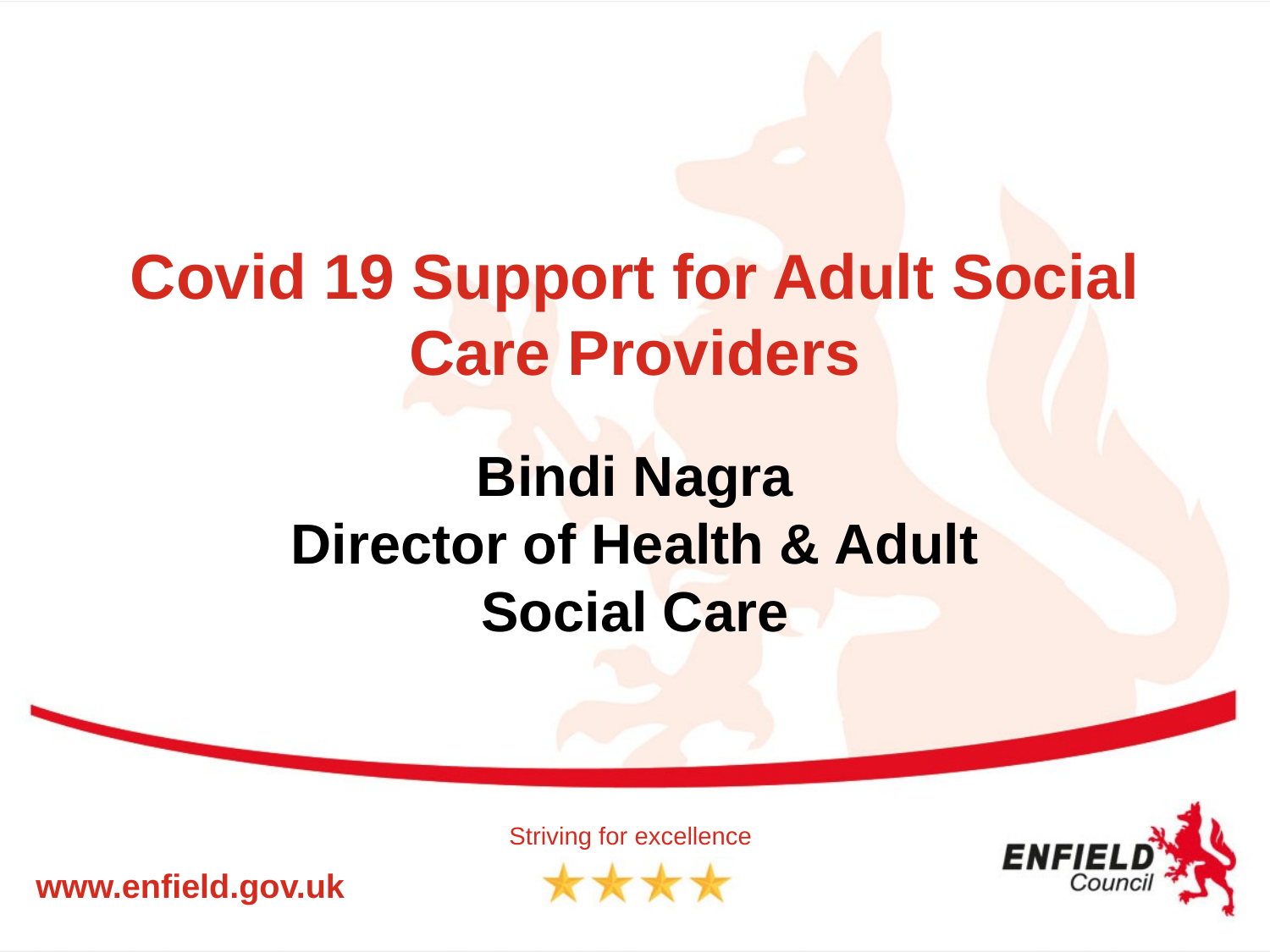# Covid 19 Support for Adult Social Care Providers

**Bindi Nagra**
**Director of Health & Adult Social Care**

Striving for excellence

www.enfield.gov.uk

ENFIELD Council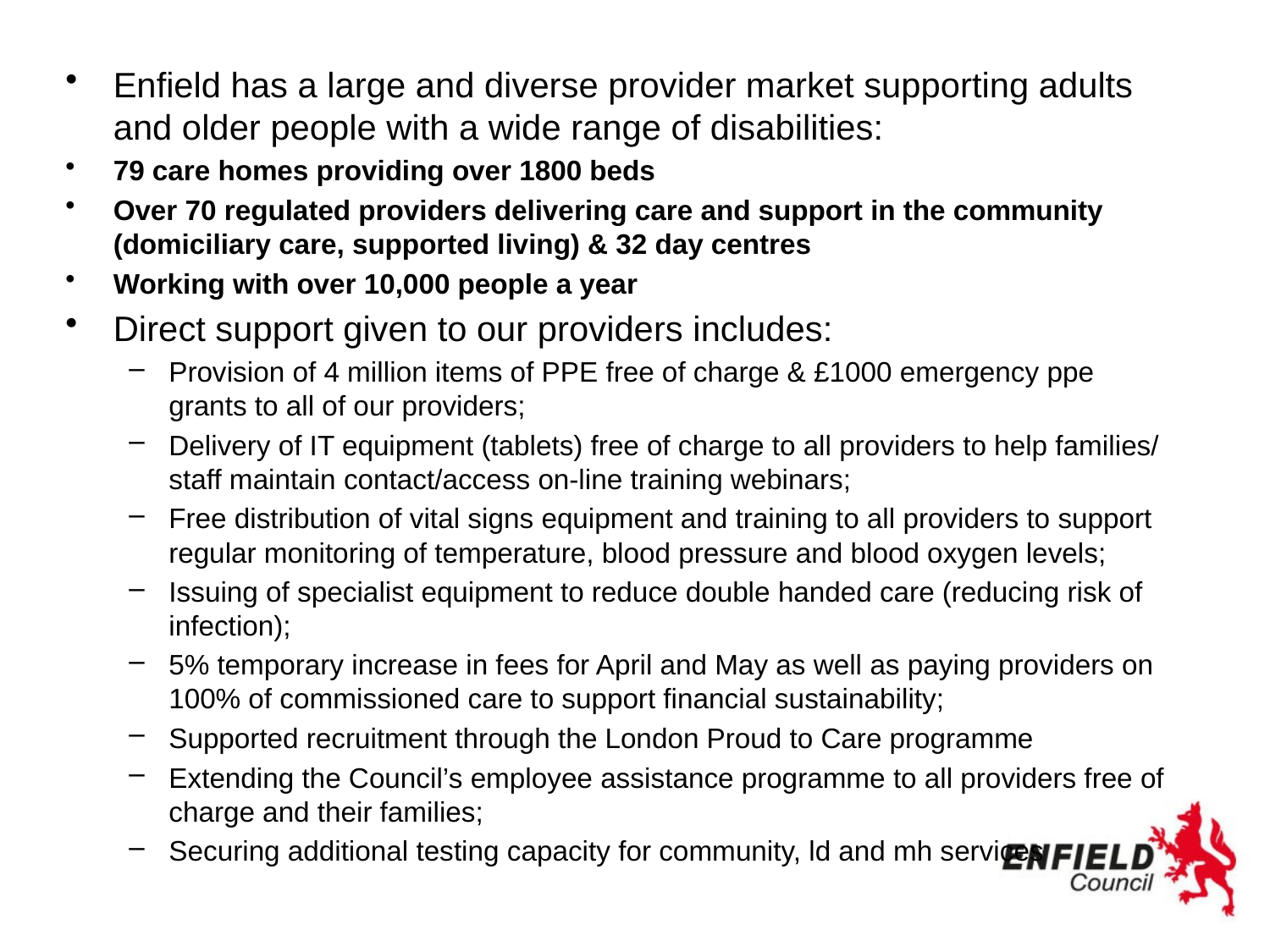- Enfield has a large and diverse provider market supporting adults and older people with a wide range of disabilities:
- **79 care homes providing over 1800 beds**
- **Over 70 regulated providers delivering care and support in the community (domiciliary care, supported living) & 32 day centres**
- **Working with over 10,000 people a year**
- Direct support given to our providers includes:
  - Provision of 4 million items of PPE free of charge & £1000 emergency ppe grants to all of our providers;
  - Delivery of IT equipment (tablets) free of charge to all providers to help families/ staff maintain contact/access on-line training webinars;
  - Free distribution of vital signs equipment and training to all providers to support regular monitoring of temperature, blood pressure and blood oxygen levels;
  - Issuing of specialist equipment to reduce double handed care (reducing risk of infection);
  - 5% temporary increase in fees for April and May as well as paying providers on 100% of commissioned care to support financial sustainability;
  - Supported recruitment through the London Proud to Care programme
  - Extending the Council's employee assistance programme to all providers free of charge and their families;
  - Securing additional testing capacity for community, ld and mh services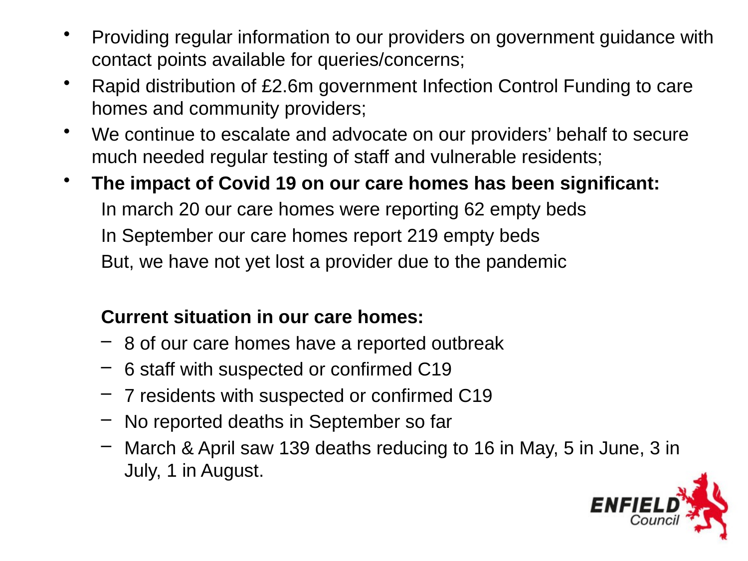- Providing regular information to our providers on government guidance with contact points available for queries/concerns;
- Rapid distribution of £2.6m government Infection Control Funding to care homes and community providers;
- We continue to escalate and advocate on our providers' behalf to secure much needed regular testing of staff and vulnerable residents;
- **The impact of Covid 19 on our care homes has been significant:**

  In march 20 our care homes were reporting 62 empty beds

  In September our care homes report 219 empty beds

  But, we have not yet lost a provider due to the pandemic

  **Current situation in our care homes:**

  - 8 of our care homes have a reported outbreak
  - 6 staff with suspected or confirmed C19
  - 7 residents with suspected or confirmed C19
  - No reported deaths in September so far
  - March & April saw 139 deaths reducing to 16 in May, 5 in June, 3 in July, 1 in August.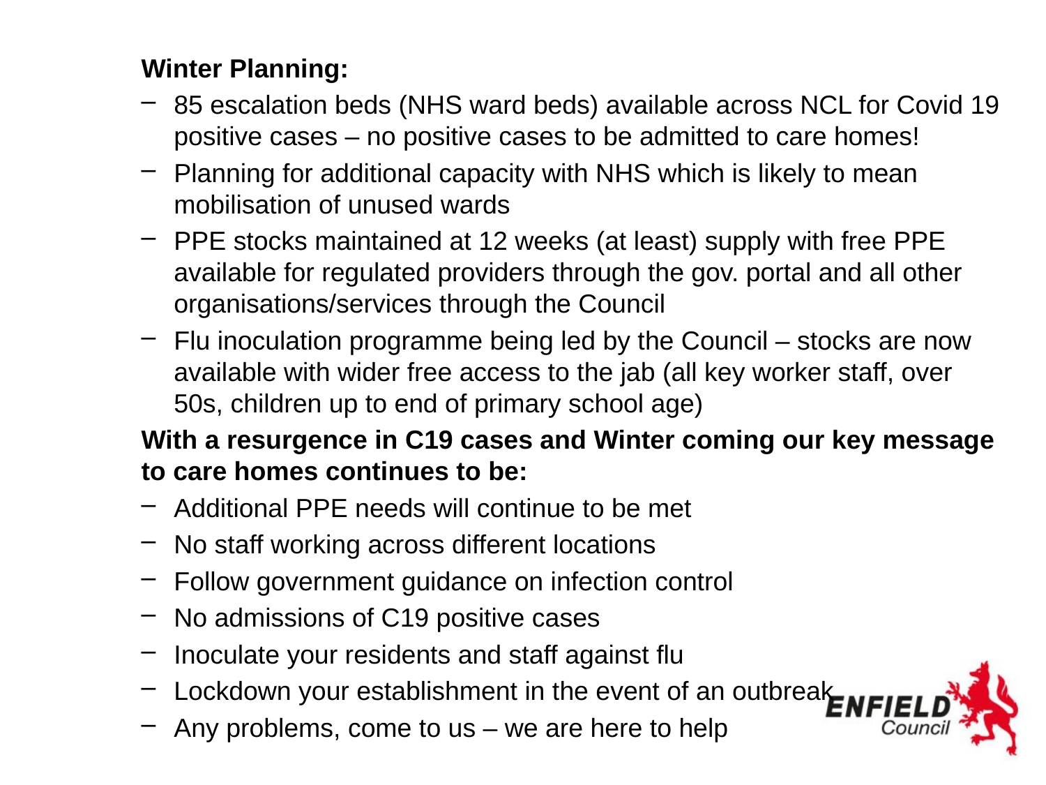**Winter Planning:**

- 85 escalation beds (NHS ward beds) available across NCL for Covid 19 positive cases – no positive cases to be admitted to care homes!
- Planning for additional capacity with NHS which is likely to mean mobilisation of unused wards
- PPE stocks maintained at 12 weeks (at least) supply with free PPE available for regulated providers through the gov. portal and all other organisations/services through the Council
- Flu inoculation programme being led by the Council – stocks are now available with wider free access to the jab (all key worker staff, over 50s, children up to end of primary school age)

**With a resurgence in C19 cases and Winter coming our key message to care homes continues to be:**

- Additional PPE needs will continue to be met
- No staff working across different locations
- Follow government guidance on infection control
- No admissions of C19 positive cases
- Inoculate your residents and staff against flu
- Lockdown your establishment in the event of an outbreak
- Any problems, come to us – we are here to help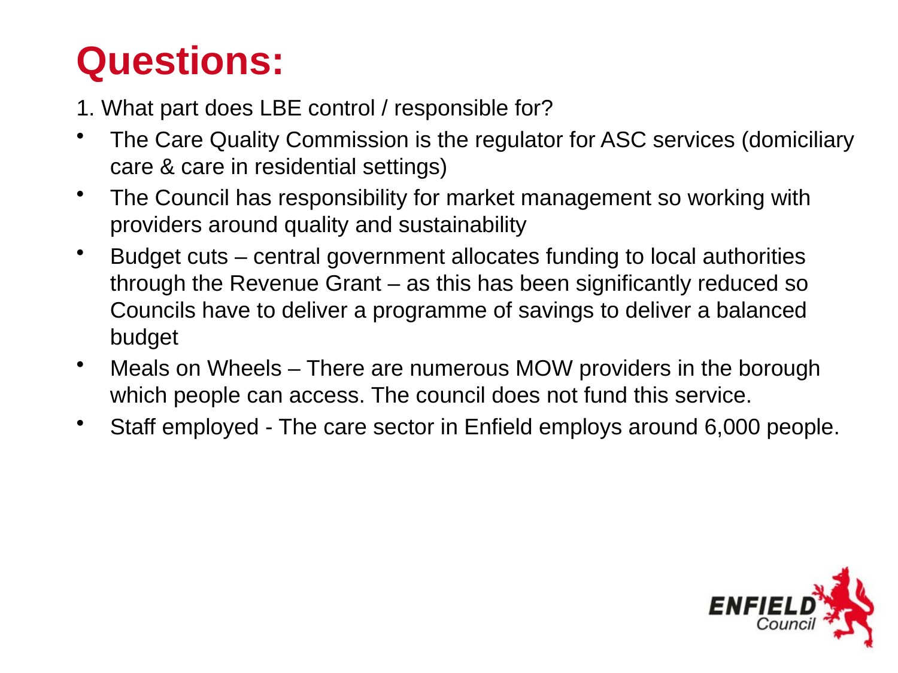# Questions:

1. What part does LBE control / responsible for?

- The Care Quality Commission is the regulator for ASC services (domiciliary care & care in residential settings)
- The Council has responsibility for market management so working with providers around quality and sustainability
- Budget cuts – central government allocates funding to local authorities through the Revenue Grant – as this has been significantly reduced so Councils have to deliver a programme of savings to deliver a balanced budget
- Meals on Wheels – There are numerous MOW providers in the borough which people can access. The council does not fund this service.
- Staff employed - The care sector in Enfield employs around 6,000 people.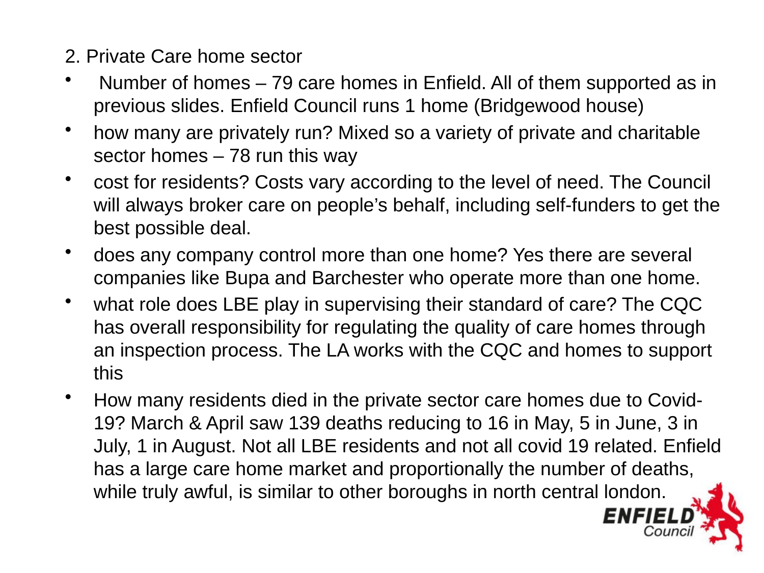2. Private Care home sector

- Number of homes – 79 care homes in Enfield. All of them supported as in previous slides. Enfield Council runs 1 home (Bridgewood house)
- how many are privately run? Mixed so a variety of private and charitable sector homes – 78 run this way
- cost for residents? Costs vary according to the level of need. The Council will always broker care on people's behalf, including self-funders to get the best possible deal.
- does any company control more than one home? Yes there are several companies like Bupa and Barchester who operate more than one home.
- what role does LBE play in supervising their standard of care? The CQC has overall responsibility for regulating the quality of care homes through an inspection process. The LA works with the CQC and homes to support this
- How many residents died in the private sector care homes due to Covid-19? March & April saw 139 deaths reducing to 16 in May, 5 in June, 3 in July, 1 in August. Not all LBE residents and not all covid 19 related. Enfield has a large care home market and proportionally the number of deaths, while truly awful, is similar to other boroughs in north central london.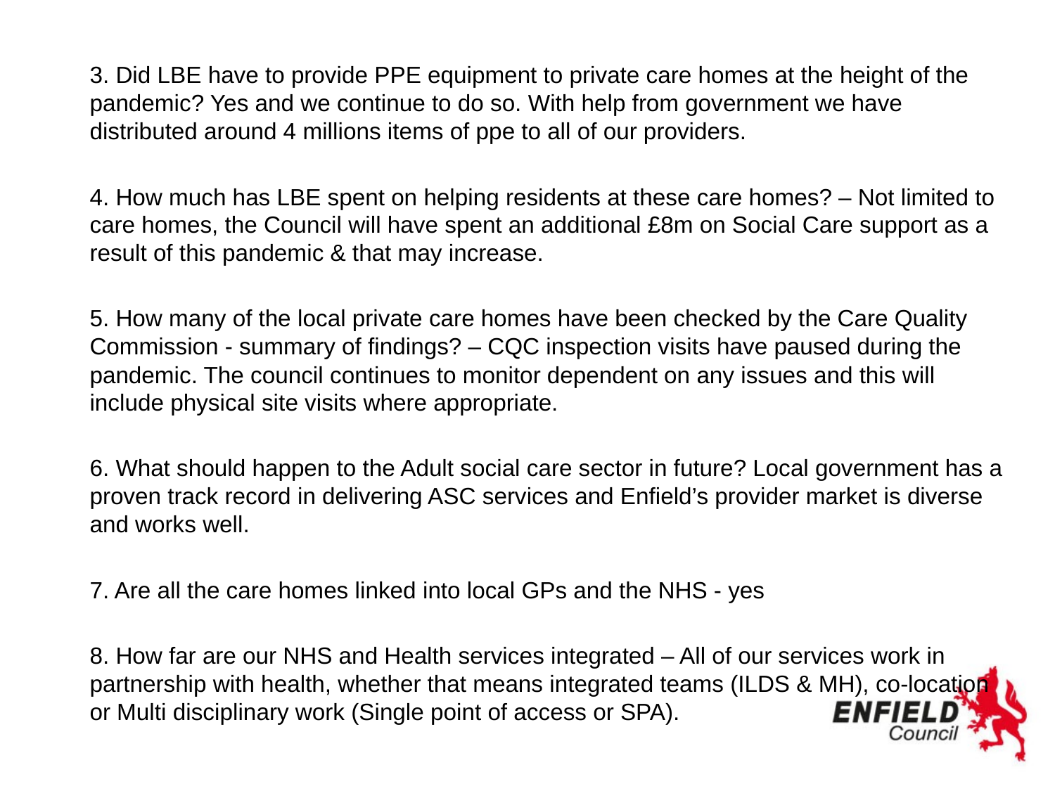3. Did LBE have to provide PPE equipment to private care homes at the height of the pandemic? Yes and we continue to do so. With help from government we have distributed around 4 millions items of ppe to all of our providers.

4. How much has LBE spent on helping residents at these care homes? – Not limited to care homes, the Council will have spent an additional £8m on Social Care support as a result of this pandemic & that may increase.

5. How many of the local private care homes have been checked by the Care Quality Commission - summary of findings? – CQC inspection visits have paused during the pandemic. The council continues to monitor dependent on any issues and this will include physical site visits where appropriate.

6. What should happen to the Adult social care sector in future? Local government has a proven track record in delivering ASC services and Enfield's provider market is diverse and works well.

7. Are all the care homes linked into local GPs and the NHS - yes

8. How far are our NHS and Health services integrated – All of our services work in partnership with health, whether that means integrated teams (ILDS & MH), co-location or Multi disciplinary work (Single point of access or SPA).